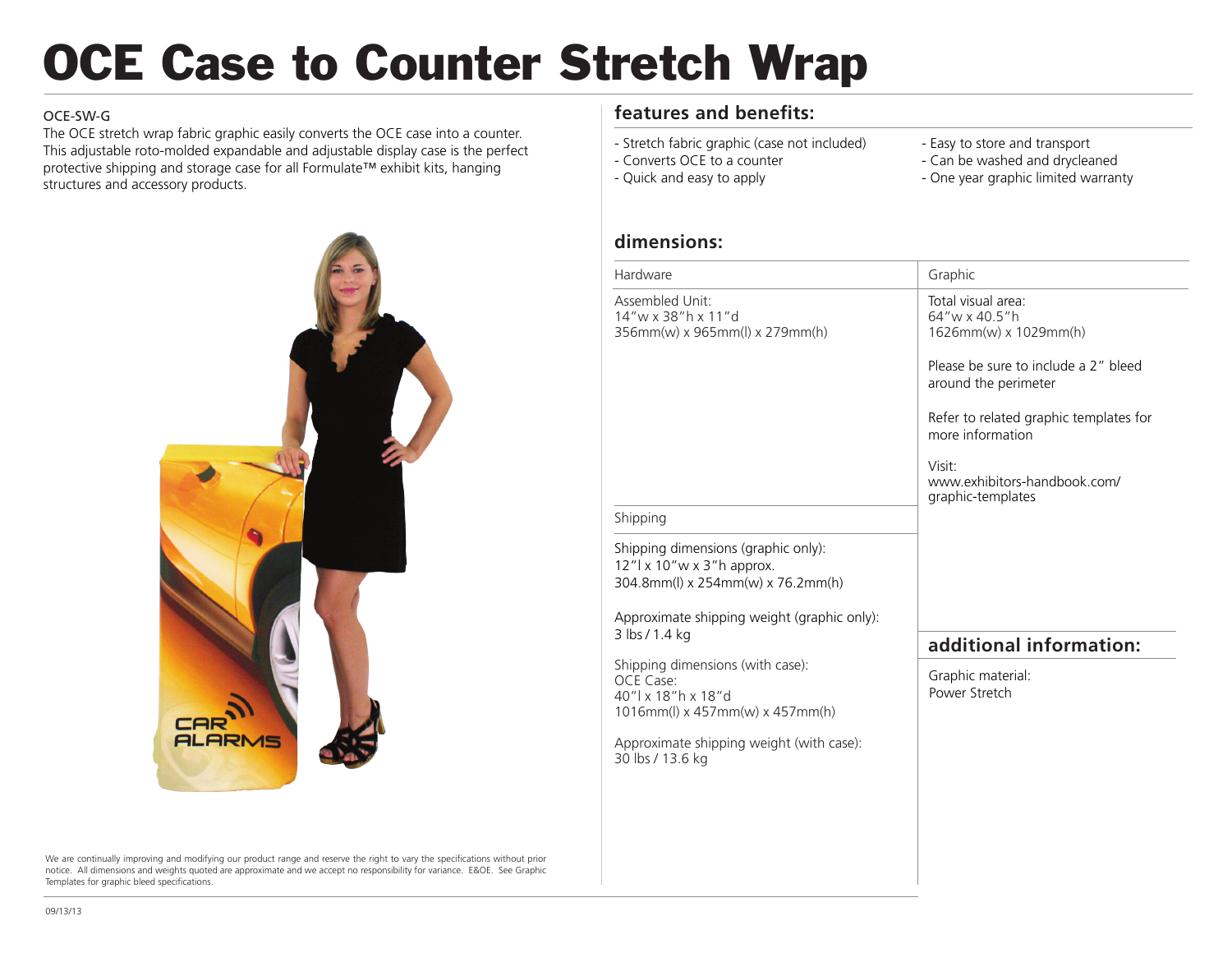# OCE Case to Counter Stretch Wrap

OCE-SW-G

The OCE stretch wrap fabric graphic easily converts the OCE case into a counter. This adjustable roto-molded expandable and adjustable display case is the perfect protective shipping and storage case for all Formulate™ exhibit kits, hanging structures and accessory products.

## features and benefits:

- Stretch fabric graphic (case not included)
- Converts OCE to a counter
- Quick and easy to apply
- Easy to store and transport
- Can be washed and drycleaned
- One year graphic limited warranty

## dimensions:

### Hardware

Assembled Unit:
14"w x 38"h x 11"d
356mm(w) x 965mm(l) x 279mm(h)

### Shipping

Shipping dimensions (graphic only):
12"l x 10"w x 3"h approx.
304.8mm(l) x 254mm(w) x 76.2mm(h)

Approximate shipping weight (graphic only):
3 lbs / 1.4 kg

Shipping dimensions (with case):
OCE Case:
40"l x 18"h x 18"d
1016mm(l) x 457mm(w) x 457mm(h)

Approximate shipping weight (with case):
30 lbs / 13.6 kg

### Graphic

Total visual area:
64"w x 40.5"h
1626mm(w) x 1029mm(h)

Please be sure to include a 2" bleed around the perimeter

Refer to related graphic templates for more information

Visit:
www.exhibitors-handbook.com/graphic-templates

## additional information:

Graphic material:
Power Stretch

We are continually improving and modifying our product range and reserve the right to vary the specifications without prior notice. All dimensions and weights quoted are approximate and we accept no responsibility for variance. E&OE. See Graphic Templates for graphic bleed specifications.

09/13/13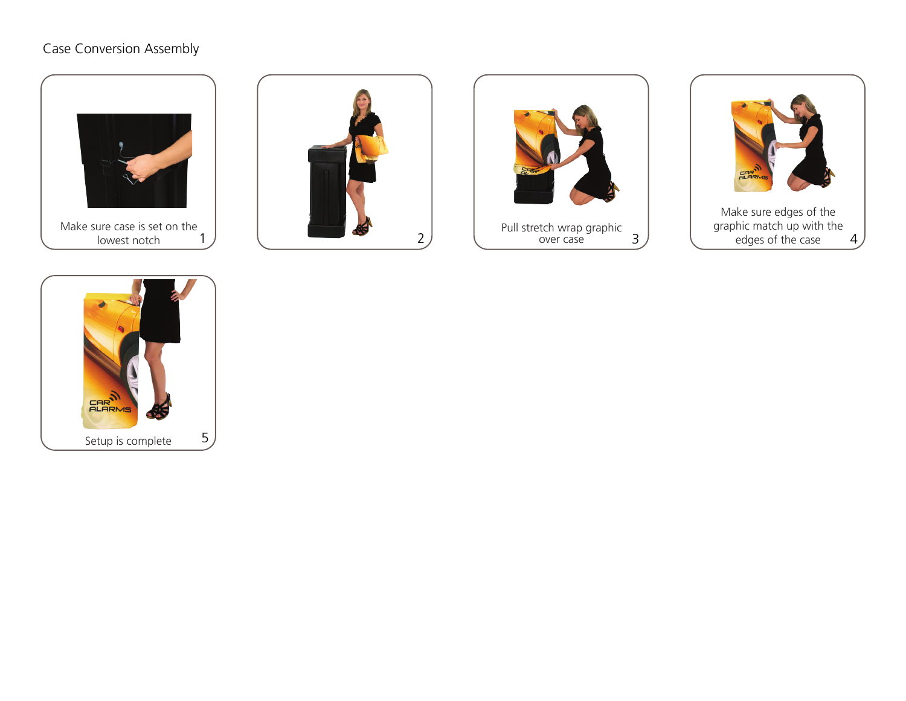Case Conversion Assembly

Make sure case is set on the lowest notch 1

2

Pull stretch wrap graphic over case 3

Make sure edges of the graphic match up with the edges of the case 4

Setup is complete 5